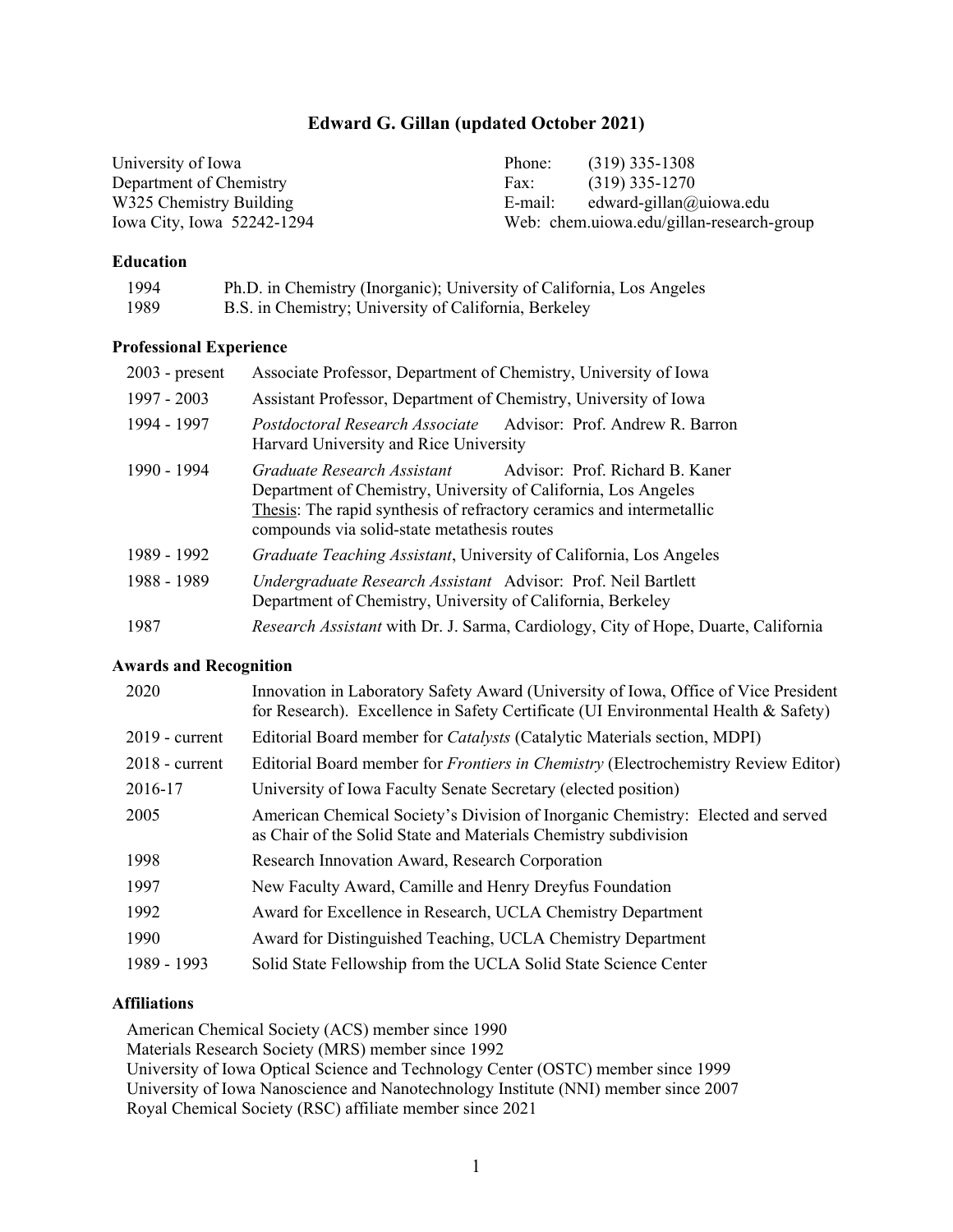# Edward G. Gillan (updated October 2021)

University of Iowa
Department of Chemistry
W325 Chemistry Building
Iowa City, Iowa 52242-1294

Phone: (319) 335-1308
Fax: (319) 335-1270
E-mail: edward-gillan@uiowa.edu
Web: chem.uiowa.edu/gillan-research-group

## Education

| | |
|---|---|
| 1994 | Ph.D. in Chemistry (Inorganic); University of California, Los Angeles |
| 1989 | B.S. in Chemistry; University of California, Berkeley |

## Professional Experience

| | |
|---|---|
| 2003 - present | Associate Professor, Department of Chemistry, University of Iowa |
| 1997 - 2003 | Assistant Professor, Department of Chemistry, University of Iowa |
| 1994 - 1997 | *Postdoctoral Research Associate* Advisor: Prof. Andrew R. Barron<br>Harvard University and Rice University |
| 1990 - 1994 | *Graduate Research Assistant* Advisor: Prof. Richard B. Kaner<br>Department of Chemistry, University of California, Los Angeles<br>Thesis: The rapid synthesis of refractory ceramics and intermetallic compounds via solid-state metathesis routes |
| 1989 - 1992 | *Graduate Teaching Assistant*, University of California, Los Angeles |
| 1988 - 1989 | *Undergraduate Research Assistant* Advisor: Prof. Neil Bartlett<br>Department of Chemistry, University of California, Berkeley |
| 1987 | *Research Assistant* with Dr. J. Sarma, Cardiology, City of Hope, Duarte, California |

## Awards and Recognition

| | |
|---|---|
| 2020 | Innovation in Laboratory Safety Award (University of Iowa, Office of Vice President for Research). Excellence in Safety Certificate (UI Environmental Health & Safety) |
| 2019 - current | Editorial Board member for *Catalysts* (Catalytic Materials section, MDPI) |
| 2018 - current | Editorial Board member for *Frontiers in Chemistry* (Electrochemistry Review Editor) |
| 2016-17 | University of Iowa Faculty Senate Secretary (elected position) |
| 2005 | American Chemical Society's Division of Inorganic Chemistry: Elected and served as Chair of the Solid State and Materials Chemistry subdivision |
| 1998 | Research Innovation Award, Research Corporation |
| 1997 | New Faculty Award, Camille and Henry Dreyfus Foundation |
| 1992 | Award for Excellence in Research, UCLA Chemistry Department |
| 1990 | Award for Distinguished Teaching, UCLA Chemistry Department |
| 1989 - 1993 | Solid State Fellowship from the UCLA Solid State Science Center |

## Affiliations

American Chemical Society (ACS) member since 1990
Materials Research Society (MRS) member since 1992
University of Iowa Optical Science and Technology Center (OSTC) member since 1999
University of Iowa Nanoscience and Nanotechnology Institute (NNI) member since 2007
Royal Chemical Society (RSC) affiliate member since 2021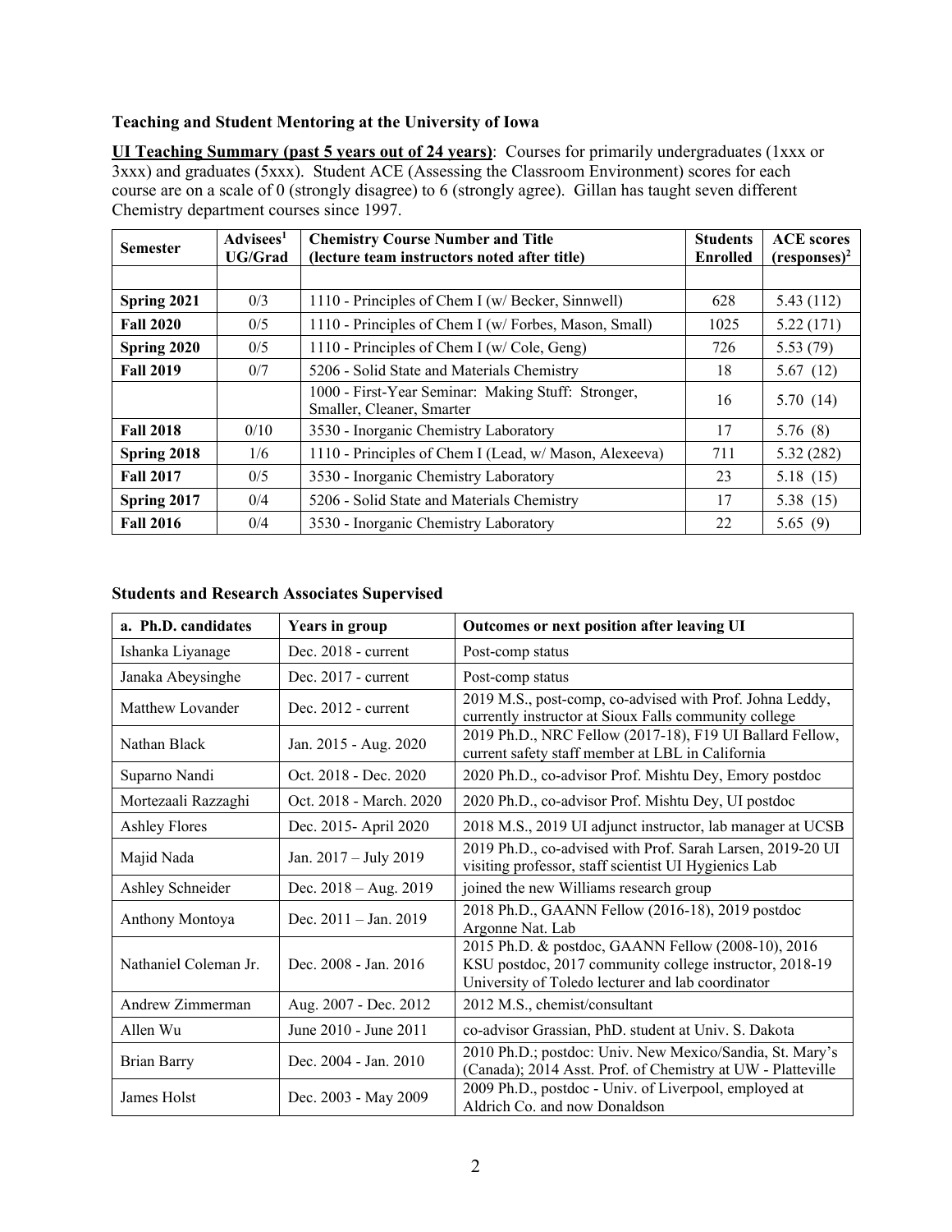**Teaching and Student Mentoring at the University of Iowa**

**UI Teaching Summary (past 5 years out of 24 years)**: Courses for primarily undergraduates (1xxx or 3xxx) and graduates (5xxx). Student ACE (Assessing the Classroom Environment) scores for each course are on a scale of 0 (strongly disagree) to 6 (strongly agree). Gillan has taught seven different Chemistry department courses since 1997.

| Semester | Advisees[1] UG/Grad | Chemistry Course Number and Title (lecture team instructors noted after title) | Students Enrolled | ACE scores (responses)[2] |
|---|---|---|---|---|
| | | | | |
| **Spring 2021** | 0/3 | 1110 - Principles of Chem I (w/ Becker, Sinnwell) | 628 | 5.43 (112) |
| **Fall 2020** | 0/5 | 1110 - Principles of Chem I (w/ Forbes, Mason, Small) | 1025 | 5.22 (171) |
| **Spring 2020** | 0/5 | 1110 - Principles of Chem I (w/ Cole, Geng) | 726 | 5.53 (79) |
| **Fall 2019** | 0/7 | 5206 - Solid State and Materials Chemistry | 18 | 5.67 (12) |
| | | 1000 - First-Year Seminar: Making Stuff: Stronger, Smaller, Cleaner, Smarter | 16 | 5.70 (14) |
| **Fall 2018** | 0/10 | 3530 - Inorganic Chemistry Laboratory | 17 | 5.76 (8) |
| **Spring 2018** | 1/6 | 1110 - Principles of Chem I (Lead, w/ Mason, Alexeeva) | 711 | 5.32 (282) |
| **Fall 2017** | 0/5 | 3530 - Inorganic Chemistry Laboratory | 23 | 5.18 (15) |
| **Spring 2017** | 0/4 | 5206 - Solid State and Materials Chemistry | 17 | 5.38 (15) |
| **Fall 2016** | 0/4 | 3530 - Inorganic Chemistry Laboratory | 22 | 5.65 (9) |

**Students and Research Associates Supervised**

| a. Ph.D. candidates | Years in group | Outcomes or next position after leaving UI |
|---|---|---|
| Ishanka Liyanage | Dec. 2018 - current | Post-comp status |
| Janaka Abeysinghe | Dec. 2017 - current | Post-comp status |
| Matthew Lovander | Dec. 2012 - current | 2019 M.S., post-comp, co-advised with Prof. Johna Leddy, currently instructor at Sioux Falls community college |
| Nathan Black | Jan. 2015 - Aug. 2020 | 2019 Ph.D., NRC Fellow (2017-18), F19 UI Ballard Fellow, current safety staff member at LBL in California |
| Suparno Nandi | Oct. 2018 - Dec. 2020 | 2020 Ph.D., co-advisor Prof. Mishtu Dey, Emory postdoc |
| Mortezaali Razzaghi | Oct. 2018 - March. 2020 | 2020 Ph.D., co-advisor Prof. Mishtu Dey, UI postdoc |
| Ashley Flores | Dec. 2015- April 2020 | 2018 M.S., 2019 UI adjunct instructor, lab manager at UCSB |
| Majid Nada | Jan. 2017 – July 2019 | 2019 Ph.D., co-advised with Prof. Sarah Larsen, 2019-20 UI visiting professor, staff scientist UI Hygienics Lab |
| Ashley Schneider | Dec. 2018 – Aug. 2019 | joined the new Williams research group |
| Anthony Montoya | Dec. 2011 – Jan. 2019 | 2018 Ph.D., GAANN Fellow (2016-18), 2019 postdoc Argonne Nat. Lab |
| Nathaniel Coleman Jr. | Dec. 2008 - Jan. 2016 | 2015 Ph.D. & postdoc, GAANN Fellow (2008-10), 2016 KSU postdoc, 2017 community college instructor, 2018-19 University of Toledo lecturer and lab coordinator |
| Andrew Zimmerman | Aug. 2007 - Dec. 2012 | 2012 M.S., chemist/consultant |
| Allen Wu | June 2010 - June 2011 | co-advisor Grassian, PhD. student at Univ. S. Dakota |
| Brian Barry | Dec. 2004 - Jan. 2010 | 2010 Ph.D.; postdoc: Univ. New Mexico/Sandia, St. Mary's (Canada); 2014 Asst. Prof. of Chemistry at UW - Platteville |
| James Holst | Dec. 2003 - May 2009 | 2009 Ph.D., postdoc - Univ. of Liverpool, employed at Aldrich Co. and now Donaldson |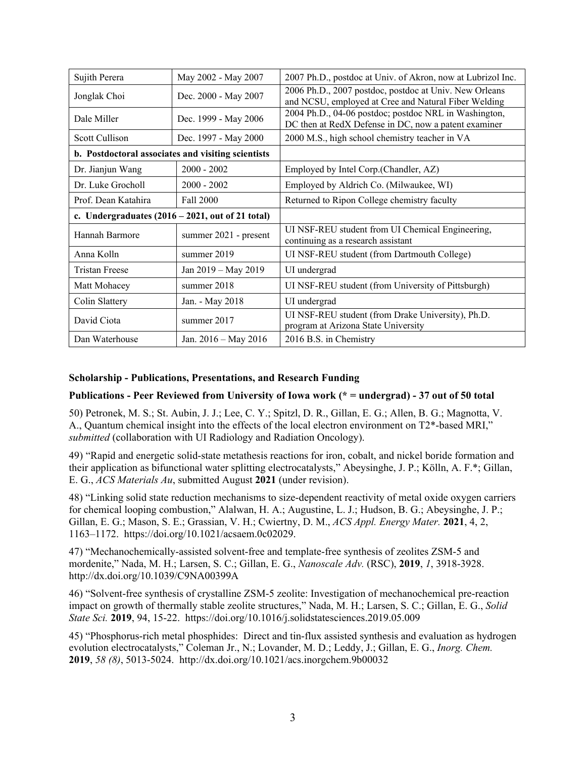| Sujith Perera | May 2002 - May 2007 | 2007 Ph.D., postdoc at Univ. of Akron, now at Lubrizol Inc. |
|---|---|---|
| Jonglak Choi | Dec. 2000 - May 2007 | 2006 Ph.D., 2007 postdoc, postdoc at Univ. New Orleans and NCSU, employed at Cree and Natural Fiber Welding |
| Dale Miller | Dec. 1999 - May 2006 | 2004 Ph.D., 04-06 postdoc; postdoc NRL in Washington, DC then at RedX Defense in DC, now a patent examiner |
| Scott Cullison | Dec. 1997 - May 2000 | 2000 M.S., high school chemistry teacher in VA |
| **b. Postdoctoral associates and visiting scientists** | | |
| Dr. Jianjun Wang | 2000 - 2002 | Employed by Intel Corp.(Chandler, AZ) |
| Dr. Luke Grocholl | 2000 - 2002 | Employed by Aldrich Co. (Milwaukee, WI) |
| Prof. Dean Katahira | Fall 2000 | Returned to Ripon College chemistry faculty |
| **c. Undergraduates (2016 – 2021, out of 21 total)** | | |
| Hannah Barmore | summer 2021 - present | UI NSF-REU student from UI Chemical Engineering, continuing as a research assistant |
| Anna Kolln | summer 2019 | UI NSF-REU student (from Dartmouth College) |
| Tristan Freese | Jan 2019 – May 2019 | UI undergrad |
| Matt Mohacey | summer 2018 | UI NSF-REU student (from University of Pittsburgh) |
| Colin Slattery | Jan. - May 2018 | UI undergrad |
| David Ciota | summer 2017 | UI NSF-REU student (from Drake University), Ph.D. program at Arizona State University |
| Dan Waterhouse | Jan. 2016 – May 2016 | 2016 B.S. in Chemistry |

**Scholarship - Publications, Presentations, and Research Funding**

**Publications - Peer Reviewed from University of Iowa work (* = undergrad) - 37 out of 50 total**

50) Petronek, M. S.; St. Aubin, J. J.; Lee, C. Y.; Spitzl, D. R., Gillan, E. G.; Allen, B. G.; Magnotta, V. A., Quantum chemical insight into the effects of the local electron environment on T2*-based MRI," *submitted* (collaboration with UI Radiology and Radiation Oncology).

49) "Rapid and energetic solid-state metathesis reactions for iron, cobalt, and nickel boride formation and their application as bifunctional water splitting electrocatalysts," Abeysinghe, J. P.; Kölln, A. F.*; Gillan, E. G., *ACS Materials Au*, submitted August **2021** (under revision).

48) "Linking solid state reduction mechanisms to size-dependent reactivity of metal oxide oxygen carriers for chemical looping combustion," Alalwan, H. A.; Augustine, L. J.; Hudson, B. G.; Abeysinghe, J. P.; Gillan, E. G.; Mason, S. E.; Grassian, V. H.; Cwiertny, D. M., *ACS Appl. Energy Mater.* **2021**, 4, 2, 1163–1172. https://doi.org/10.1021/acsaem.0c02029.

47) "Mechanochemically-assisted solvent-free and template-free synthesis of zeolites ZSM-5 and mordenite," Nada, M. H.; Larsen, S. C.; Gillan, E. G., *Nanoscale Adv.* (RSC), **2019**, *1*, 3918-3928. http://dx.doi.org/10.1039/C9NA00399A

46) "Solvent-free synthesis of crystalline ZSM-5 zeolite: Investigation of mechanochemical pre-reaction impact on growth of thermally stable zeolite structures," Nada, M. H.; Larsen, S. C.; Gillan, E. G., *Solid State Sci.* **2019**, 94, 15-22. https://doi.org/10.1016/j.solidstatesciences.2019.05.009

45) "Phosphorus-rich metal phosphides: Direct and tin-flux assisted synthesis and evaluation as hydrogen evolution electrocatalysts," Coleman Jr., N.; Lovander, M. D.; Leddy, J.; Gillan, E. G., *Inorg. Chem.* **2019**, *58 (8)*, 5013-5024. http://dx.doi.org/10.1021/acs.inorgchem.9b00032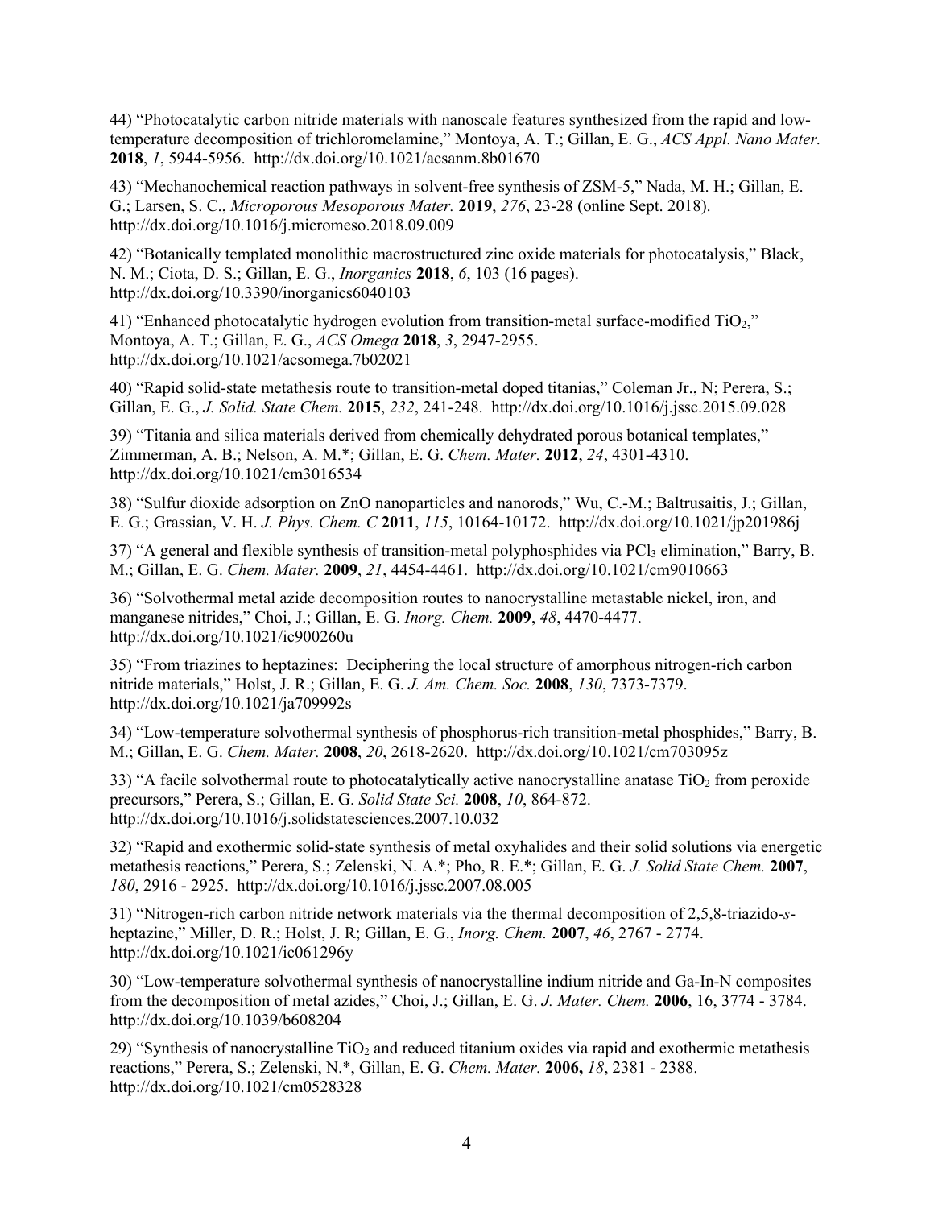44) "Photocatalytic carbon nitride materials with nanoscale features synthesized from the rapid and low-temperature decomposition of trichloromelamine," Montoya, A. T.; Gillan, E. G., *ACS Appl. Nano Mater.* **2018**, *1*, 5944-5956. http://dx.doi.org/10.1021/acsanm.8b01670

43) "Mechanochemical reaction pathways in solvent-free synthesis of ZSM-5," Nada, M. H.; Gillan, E. G.; Larsen, S. C., *Microporous Mesoporous Mater.* **2019**, *276*, 23-28 (online Sept. 2018). http://dx.doi.org/10.1016/j.micromeso.2018.09.009

42) "Botanically templated monolithic macrostructured zinc oxide materials for photocatalysis," Black, N. M.; Ciota, D. S.; Gillan, E. G., *Inorganics* **2018**, *6*, 103 (16 pages). http://dx.doi.org/10.3390/inorganics6040103

41) "Enhanced photocatalytic hydrogen evolution from transition-metal surface-modified $TiO_2$," Montoya, A. T.; Gillan, E. G., *ACS Omega* **2018**, *3*, 2947-2955. http://dx.doi.org/10.1021/acsomega.7b02021

40) "Rapid solid-state metathesis route to transition-metal doped titanias," Coleman Jr., N; Perera, S.; Gillan, E. G., *J. Solid. State Chem.* **2015**, *232*, 241-248. http://dx.doi.org/10.1016/j.jssc.2015.09.028

39) "Titania and silica materials derived from chemically dehydrated porous botanical templates," Zimmerman, A. B.; Nelson, A. M.*; Gillan, E. G. *Chem. Mater.* **2012**, *24*, 4301-4310. http://dx.doi.org/10.1021/cm3016534

38) "Sulfur dioxide adsorption on ZnO nanoparticles and nanorods," Wu, C.-M.; Baltrusaitis, J.; Gillan, E. G.; Grassian, V. H. *J. Phys. Chem. C* **2011**, *115*, 10164-10172. http://dx.doi.org/10.1021/jp201986j

37) "A general and flexible synthesis of transition-metal polyphosphides via $PCl_3$ elimination," Barry, B. M.; Gillan, E. G. *Chem. Mater.* **2009**, *21*, 4454-4461. http://dx.doi.org/10.1021/cm9010663

36) "Solvothermal metal azide decomposition routes to nanocrystalline metastable nickel, iron, and manganese nitrides," Choi, J.; Gillan, E. G. *Inorg. Chem.* **2009**, *48*, 4470-4477. http://dx.doi.org/10.1021/ic900260u

35) "From triazines to heptazines: Deciphering the local structure of amorphous nitrogen-rich carbon nitride materials," Holst, J. R.; Gillan, E. G. *J. Am. Chem. Soc.* **2008**, *130*, 7373-7379. http://dx.doi.org/10.1021/ja709992s

34) "Low-temperature solvothermal synthesis of phosphorus-rich transition-metal phosphides," Barry, B. M.; Gillan, E. G. *Chem. Mater.* **2008**, *20*, 2618-2620. http://dx.doi.org/10.1021/cm703095z

33) "A facile solvothermal route to photocatalytically active nanocrystalline anatase $TiO_2$ from peroxide precursors," Perera, S.; Gillan, E. G. *Solid State Sci.* **2008**, *10*, 864-872. http://dx.doi.org/10.1016/j.solidstatesciences.2007.10.032

32) "Rapid and exothermic solid-state synthesis of metal oxyhalides and their solid solutions via energetic metathesis reactions," Perera, S.; Zelenski, N. A.*; Pho, R. E.*; Gillan, E. G. *J. Solid State Chem.* **2007**, *180*, 2916 - 2925. http://dx.doi.org/10.1016/j.jssc.2007.08.005

31) "Nitrogen-rich carbon nitride network materials via the thermal decomposition of 2,5,8-triazido-*s*-heptazine," Miller, D. R.; Holst, J. R; Gillan, E. G., *Inorg. Chem.* **2007**, *46*, 2767 - 2774. http://dx.doi.org/10.1021/ic061296y

30) "Low-temperature solvothermal synthesis of nanocrystalline indium nitride and Ga-In-N composites from the decomposition of metal azides," Choi, J.; Gillan, E. G. *J. Mater. Chem.* **2006**, 16, 3774 - 3784. http://dx.doi.org/10.1039/b608204

29) "Synthesis of nanocrystalline $TiO_2$ and reduced titanium oxides via rapid and exothermic metathesis reactions," Perera, S.; Zelenski, N.*, Gillan, E. G. *Chem. Mater.* **2006,** *18*, 2381 - 2388. http://dx.doi.org/10.1021/cm0528328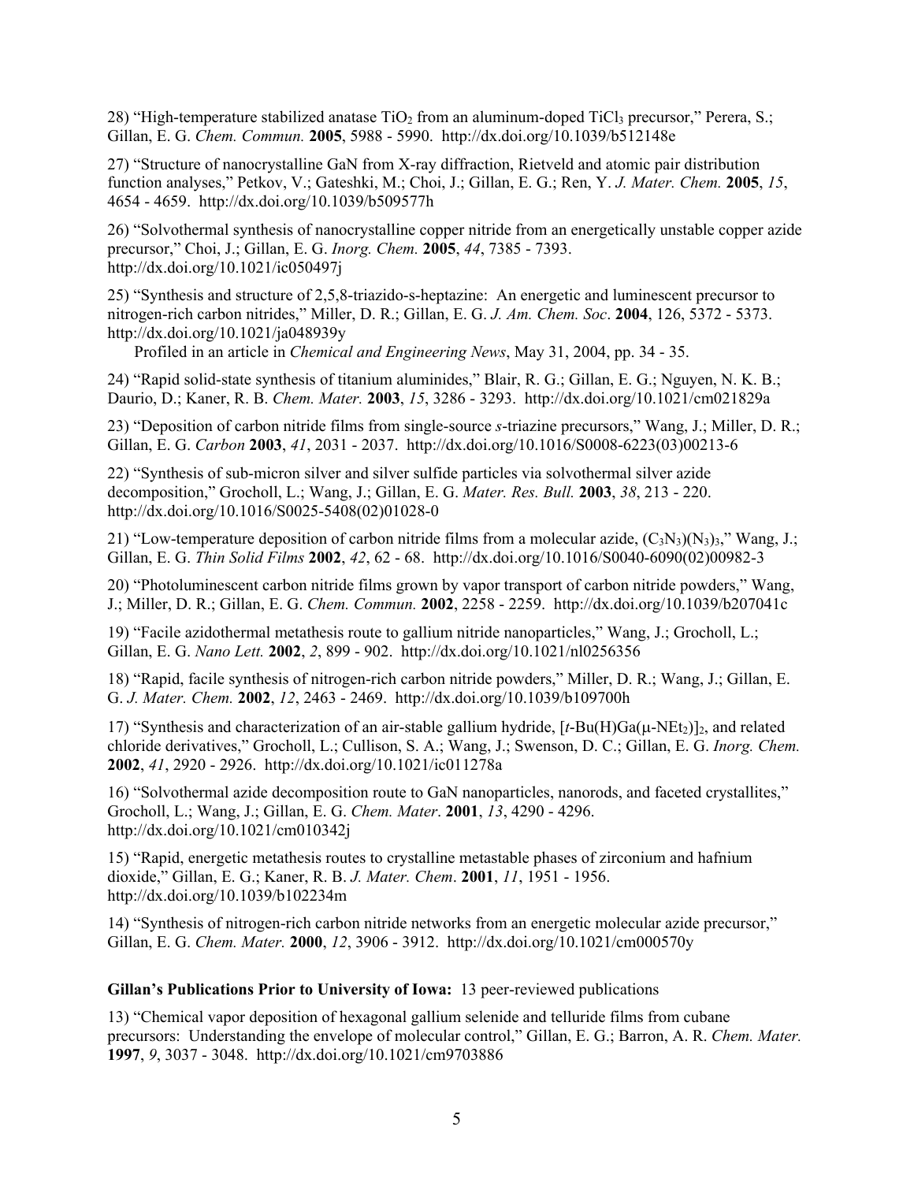28) “High-temperature stabilized anatase $TiO_2$ from an aluminum-doped $TiCl_3$ precursor,” Perera, S.; Gillan, E. G. *Chem. Commun.* **2005**, 5988 - 5990. http://dx.doi.org/10.1039/b512148e

27) “Structure of nanocrystalline GaN from X-ray diffraction, Rietveld and atomic pair distribution function analyses,” Petkov, V.; Gateshki, M.; Choi, J.; Gillan, E. G.; Ren, Y. *J. Mater. Chem.* **2005**, *15*, 4654 - 4659. http://dx.doi.org/10.1039/b509577h

26) “Solvothermal synthesis of nanocrystalline copper nitride from an energetically unstable copper azide precursor,” Choi, J.; Gillan, E. G. *Inorg. Chem.* **2005**, *44*, 7385 - 7393. http://dx.doi.org/10.1021/ic050497j

25) “Synthesis and structure of 2,5,8-triazido-s-heptazine: An energetic and luminescent precursor to nitrogen-rich carbon nitrides,” Miller, D. R.; Gillan, E. G. *J. Am. Chem. Soc*. **2004**, 126, 5372 - 5373. http://dx.doi.org/10.1021/ja048939y

Profiled in an article in *Chemical and Engineering News*, May 31, 2004, pp. 34 - 35.

24) “Rapid solid-state synthesis of titanium aluminides,” Blair, R. G.; Gillan, E. G.; Nguyen, N. K. B.; Daurio, D.; Kaner, R. B. *Chem. Mater.* **2003**, *15*, 3286 - 3293. http://dx.doi.org/10.1021/cm021829a

23) “Deposition of carbon nitride films from single-source *s*-triazine precursors,” Wang, J.; Miller, D. R.; Gillan, E. G. *Carbon* **2003**, *41*, 2031 - 2037. http://dx.doi.org/10.1016/S0008-6223(03)00213-6

22) “Synthesis of sub-micron silver and silver sulfide particles via solvothermal silver azide decomposition,” Grocholl, L.; Wang, J.; Gillan, E. G. *Mater. Res. Bull.* **2003**, *38*, 213 - 220. http://dx.doi.org/10.1016/S0025-5408(02)01028-0

21) “Low-temperature deposition of carbon nitride films from a molecular azide, $(C_3N_3)(N_3)_3$,” Wang, J.; Gillan, E. G. *Thin Solid Films* **2002**, *42*, 62 - 68. http://dx.doi.org/10.1016/S0040-6090(02)00982-3

20) “Photoluminescent carbon nitride films grown by vapor transport of carbon nitride powders,” Wang, J.; Miller, D. R.; Gillan, E. G. *Chem. Commun.* **2002**, 2258 - 2259. http://dx.doi.org/10.1039/b207041c

19) “Facile azidothermal metathesis route to gallium nitride nanoparticles,” Wang, J.; Grocholl, L.; Gillan, E. G. *Nano Lett.* **2002**, *2*, 899 - 902. http://dx.doi.org/10.1021/nl0256356

18) “Rapid, facile synthesis of nitrogen-rich carbon nitride powders,” Miller, D. R.; Wang, J.; Gillan, E. G. *J. Mater. Chem.* **2002**, *12*, 2463 - 2469. http://dx.doi.org/10.1039/b109700h

17) “Synthesis and characterization of an air-stable gallium hydride, $[t\text{-Bu(H)Ga}(\mu\text{-NEt}_2)]_2$, and related chloride derivatives,” Grocholl, L.; Cullison, S. A.; Wang, J.; Swenson, D. C.; Gillan, E. G. *Inorg. Chem.* **2002**, *41*, 2920 - 2926. http://dx.doi.org/10.1021/ic011278a

16) “Solvothermal azide decomposition route to GaN nanoparticles, nanorods, and faceted crystallites,” Grocholl, L.; Wang, J.; Gillan, E. G. *Chem. Mater*. **2001**, *13*, 4290 - 4296. http://dx.doi.org/10.1021/cm010342j

15) “Rapid, energetic metathesis routes to crystalline metastable phases of zirconium and hafnium dioxide,” Gillan, E. G.; Kaner, R. B. *J. Mater. Chem*. **2001**, *11*, 1951 - 1956. http://dx.doi.org/10.1039/b102234m

14) “Synthesis of nitrogen-rich carbon nitride networks from an energetic molecular azide precursor,” Gillan, E. G. *Chem. Mater.* **2000**, *12*, 3906 - 3912. http://dx.doi.org/10.1021/cm000570y

**Gillan’s Publications Prior to University of Iowa:** 13 peer-reviewed publications

13) “Chemical vapor deposition of hexagonal gallium selenide and telluride films from cubane precursors: Understanding the envelope of molecular control,” Gillan, E. G.; Barron, A. R. *Chem. Mater.* **1997**, *9*, 3037 - 3048. http://dx.doi.org/10.1021/cm9703886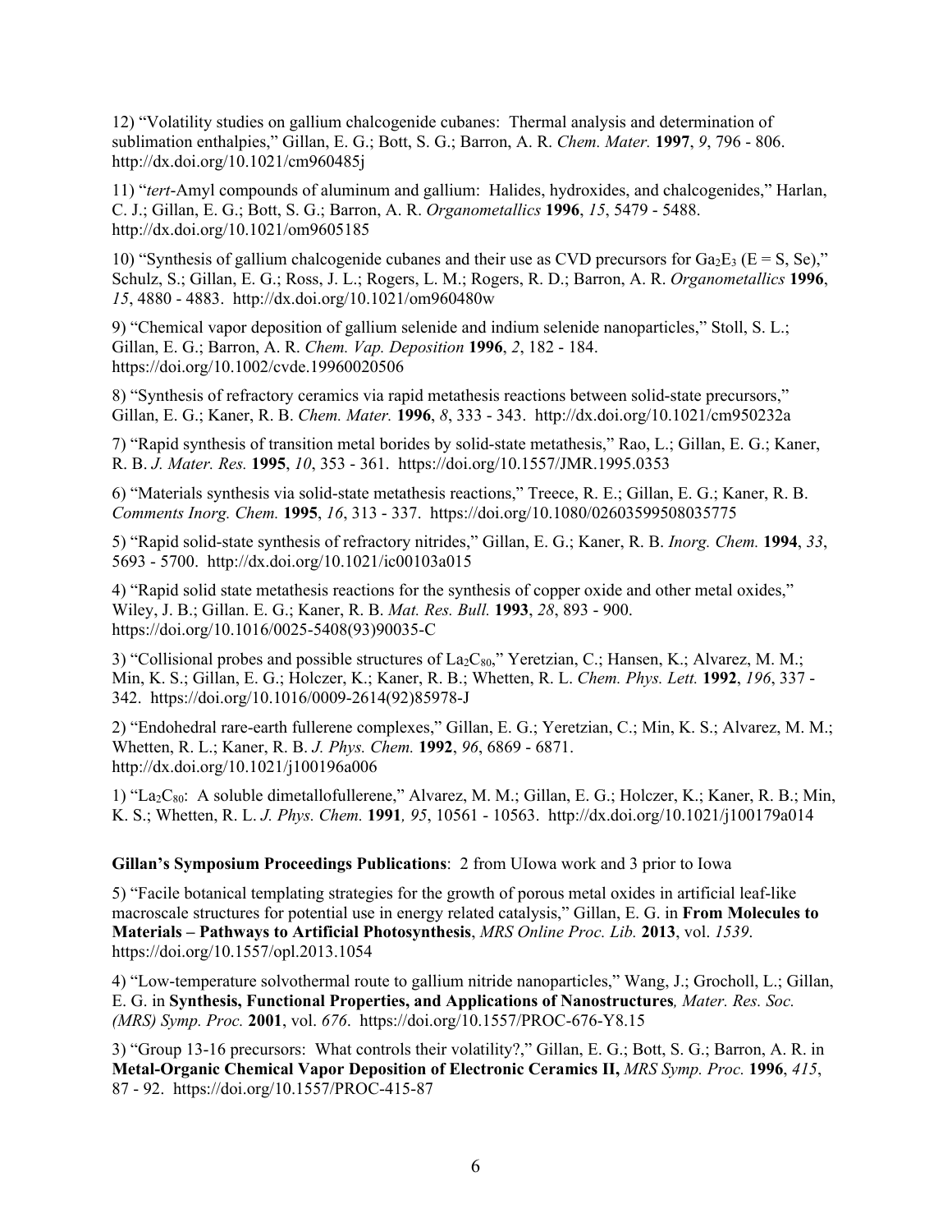12) "Volatility studies on gallium chalcogenide cubanes: Thermal analysis and determination of sublimation enthalpies," Gillan, E. G.; Bott, S. G.; Barron, A. R. *Chem. Mater.* **1997**, *9*, 796 - 806. http://dx.doi.org/10.1021/cm960485j

11) "*tert*-Amyl compounds of aluminum and gallium: Halides, hydroxides, and chalcogenides," Harlan, C. J.; Gillan, E. G.; Bott, S. G.; Barron, A. R. *Organometallics* **1996**, *15*, 5479 - 5488. http://dx.doi.org/10.1021/om9605185

10) "Synthesis of gallium chalcogenide cubanes and their use as CVD precursors for $Ga_2E_3$ (E = S, Se)," Schulz, S.; Gillan, E. G.; Ross, J. L.; Rogers, L. M.; Rogers, R. D.; Barron, A. R. *Organometallics* **1996**, *15*, 4880 - 4883. http://dx.doi.org/10.1021/om960480w

9) "Chemical vapor deposition of gallium selenide and indium selenide nanoparticles," Stoll, S. L.; Gillan, E. G.; Barron, A. R. *Chem. Vap. Deposition* **1996**, *2*, 182 - 184. https://doi.org/10.1002/cvde.19960020506

8) "Synthesis of refractory ceramics via rapid metathesis reactions between solid-state precursors," Gillan, E. G.; Kaner, R. B. *Chem. Mater.* **1996**, *8*, 333 - 343. http://dx.doi.org/10.1021/cm950232a

7) "Rapid synthesis of transition metal borides by solid-state metathesis," Rao, L.; Gillan, E. G.; Kaner, R. B. *J. Mater. Res.* **1995**, *10*, 353 - 361. https://doi.org/10.1557/JMR.1995.0353

6) "Materials synthesis via solid-state metathesis reactions," Treece, R. E.; Gillan, E. G.; Kaner, R. B. *Comments Inorg. Chem.* **1995**, *16*, 313 - 337. https://doi.org/10.1080/02603599508035775

5) "Rapid solid-state synthesis of refractory nitrides," Gillan, E. G.; Kaner, R. B. *Inorg. Chem.* **1994**, *33*, 5693 - 5700. http://dx.doi.org/10.1021/ic00103a015

4) "Rapid solid state metathesis reactions for the synthesis of copper oxide and other metal oxides," Wiley, J. B.; Gillan. E. G.; Kaner, R. B. *Mat. Res. Bull.* **1993**, *28*, 893 - 900. https://doi.org/10.1016/0025-5408(93)90035-C

3) "Collisional probes and possible structures of $La_2C_{80}$," Yeretzian, C.; Hansen, K.; Alvarez, M. M.; Min, K. S.; Gillan, E. G.; Holczer, K.; Kaner, R. B.; Whetten, R. L. *Chem. Phys. Lett.* **1992**, *196*, 337 - 342. https://doi.org/10.1016/0009-2614(92)85978-J

2) "Endohedral rare-earth fullerene complexes," Gillan, E. G.; Yeretzian, C.; Min, K. S.; Alvarez, M. M.; Whetten, R. L.; Kaner, R. B. *J. Phys. Chem.* **1992**, *96*, 6869 - 6871. http://dx.doi.org/10.1021/j100196a006

1) "$La_2C_{80}$: A soluble dimetallofullerene," Alvarez, M. M.; Gillan, E. G.; Holczer, K.; Kaner, R. B.; Min, K. S.; Whetten, R. L. *J. Phys. Chem.* **1991***, 95*, 10561 - 10563. http://dx.doi.org/10.1021/j100179a014

**Gillan's Symposium Proceedings Publications**: 2 from UIowa work and 3 prior to Iowa

5) "Facile botanical templating strategies for the growth of porous metal oxides in artificial leaf-like macroscale structures for potential use in energy related catalysis," Gillan, E. G. in **From Molecules to Materials – Pathways to Artificial Photosynthesis**, *MRS Online Proc. Lib.* **2013**, vol. *1539*. https://doi.org/10.1557/opl.2013.1054

4) "Low-temperature solvothermal route to gallium nitride nanoparticles," Wang, J.; Grocholl, L.; Gillan, E. G. in **Synthesis, Functional Properties, and Applications of Nanostructures***, Mater. Res. Soc. (MRS) Symp. Proc.* **2001**, vol. *676*. https://doi.org/10.1557/PROC-676-Y8.15

3) "Group 13-16 precursors: What controls their volatility?," Gillan, E. G.; Bott, S. G.; Barron, A. R. in **Metal-Organic Chemical Vapor Deposition of Electronic Ceramics II,** *MRS Symp. Proc.* **1996**, *415*, 87 - 92. https://doi.org/10.1557/PROC-415-87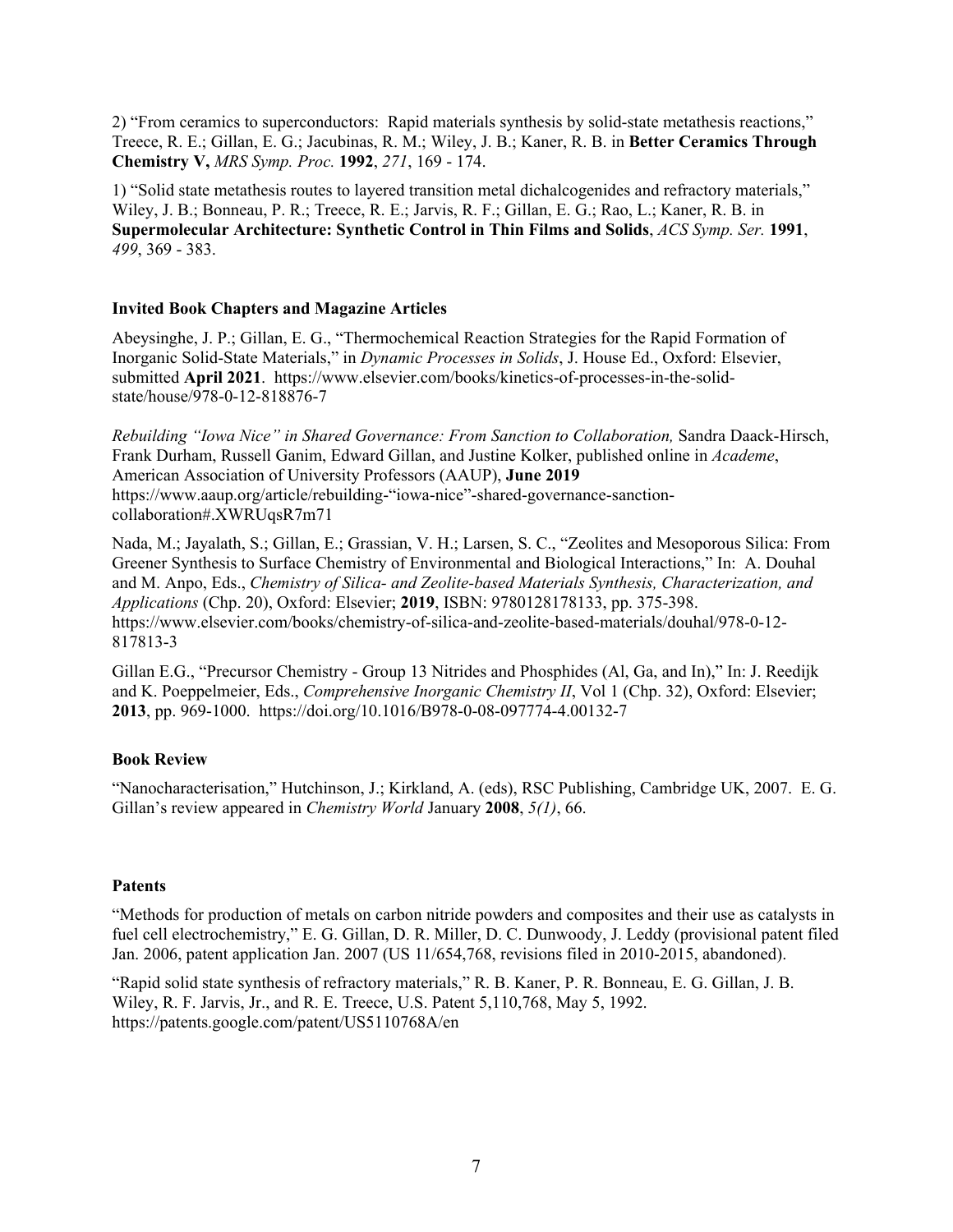2) "From ceramics to superconductors: Rapid materials synthesis by solid-state metathesis reactions," Treece, R. E.; Gillan, E. G.; Jacubinas, R. M.; Wiley, J. B.; Kaner, R. B. in **Better Ceramics Through Chemistry V,** *MRS Symp. Proc.* **1992**, *271*, 169 - 174.

1) "Solid state metathesis routes to layered transition metal dichalcogenides and refractory materials," Wiley, J. B.; Bonneau, P. R.; Treece, R. E.; Jarvis, R. F.; Gillan, E. G.; Rao, L.; Kaner, R. B. in **Supermolecular Architecture: Synthetic Control in Thin Films and Solids**, *ACS Symp. Ser.* **1991**, *499*, 369 - 383.

### Invited Book Chapters and Magazine Articles

Abeysinghe, J. P.; Gillan, E. G., "Thermochemical Reaction Strategies for the Rapid Formation of Inorganic Solid-State Materials," in *Dynamic Processes in Solids*, J. House Ed., Oxford: Elsevier, submitted **April 2021**. https://www.elsevier.com/books/kinetics-of-processes-in-the-solid-state/house/978-0-12-818876-7

*Rebuilding "Iowa Nice" in Shared Governance: From Sanction to Collaboration,* Sandra Daack-Hirsch, Frank Durham, Russell Ganim, Edward Gillan, and Justine Kolker, published online in *Academe*, American Association of University Professors (AAUP), **June 2019** https://www.aaup.org/article/rebuilding-"iowa-nice"-shared-governance-sanction-collaboration#.XWRUqsR7m71

Nada, M.; Jayalath, S.; Gillan, E.; Grassian, V. H.; Larsen, S. C., "Zeolites and Mesoporous Silica: From Greener Synthesis to Surface Chemistry of Environmental and Biological Interactions," In: A. Douhal and M. Anpo, Eds., *Chemistry of Silica- and Zeolite-based Materials Synthesis, Characterization, and Applications* (Chp. 20), Oxford: Elsevier; **2019**, ISBN: 9780128178133, pp. 375-398. https://www.elsevier.com/books/chemistry-of-silica-and-zeolite-based-materials/douhal/978-0-12-817813-3

Gillan E.G., "Precursor Chemistry - Group 13 Nitrides and Phosphides (Al, Ga, and In)," In: J. Reedijk and K. Poeppelmeier, Eds., *Comprehensive Inorganic Chemistry II*, Vol 1 (Chp. 32), Oxford: Elsevier; **2013**, pp. 969-1000. https://doi.org/10.1016/B978-0-08-097774-4.00132-7

### Book Review

"Nanocharacterisation," Hutchinson, J.; Kirkland, A. (eds), RSC Publishing, Cambridge UK, 2007. E. G. Gillan's review appeared in *Chemistry World* January **2008**, *5(1)*, 66.

### Patents

"Methods for production of metals on carbon nitride powders and composites and their use as catalysts in fuel cell electrochemistry," E. G. Gillan, D. R. Miller, D. C. Dunwoody, J. Leddy (provisional patent filed Jan. 2006, patent application Jan. 2007 (US 11/654,768, revisions filed in 2010-2015, abandoned).

"Rapid solid state synthesis of refractory materials," R. B. Kaner, P. R. Bonneau, E. G. Gillan, J. B. Wiley, R. F. Jarvis, Jr., and R. E. Treece, U.S. Patent 5,110,768, May 5, 1992. https://patents.google.com/patent/US5110768A/en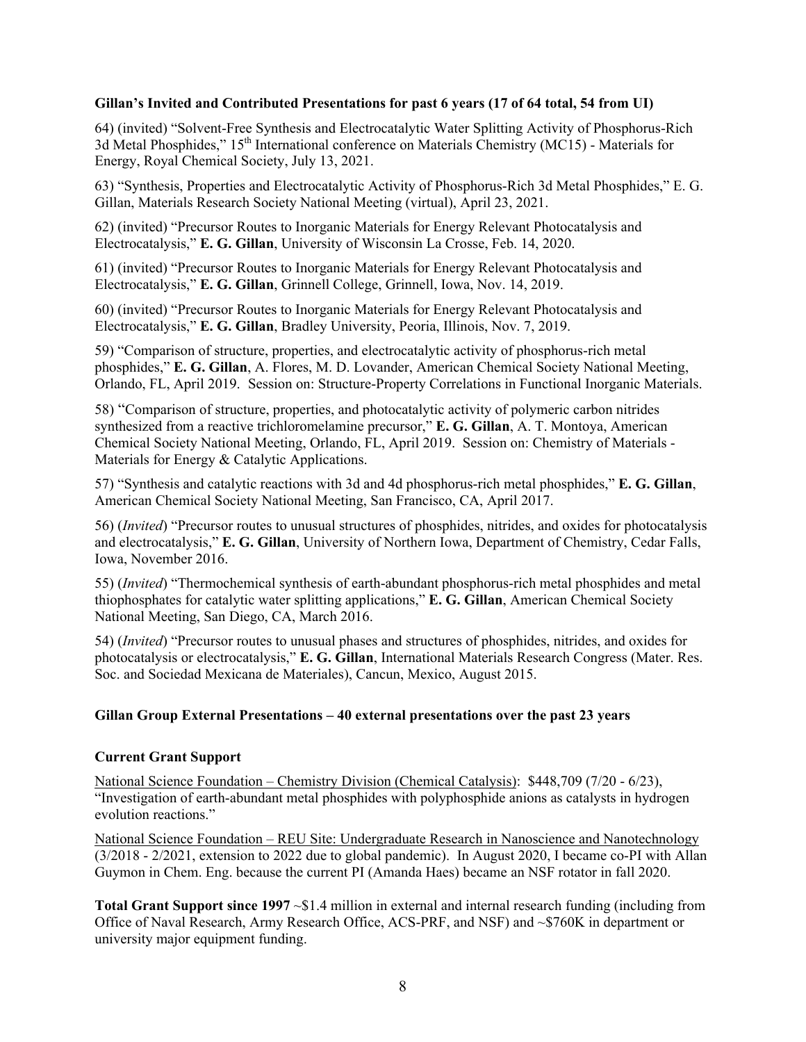**Gillan's Invited and Contributed Presentations for past 6 years (17 of 64 total, 54 from UI)**

64) (invited) "Solvent-Free Synthesis and Electrocatalytic Water Splitting Activity of Phosphorus-Rich 3d Metal Phosphides," 15th International conference on Materials Chemistry (MC15) - Materials for Energy, Royal Chemical Society, July 13, 2021.

63) "Synthesis, Properties and Electrocatalytic Activity of Phosphorus-Rich 3d Metal Phosphides," E. G. Gillan, Materials Research Society National Meeting (virtual), April 23, 2021.

62) (invited) "Precursor Routes to Inorganic Materials for Energy Relevant Photocatalysis and Electrocatalysis," **E. G. Gillan**, University of Wisconsin La Crosse, Feb. 14, 2020.

61) (invited) "Precursor Routes to Inorganic Materials for Energy Relevant Photocatalysis and Electrocatalysis," **E. G. Gillan**, Grinnell College, Grinnell, Iowa, Nov. 14, 2019.

60) (invited) "Precursor Routes to Inorganic Materials for Energy Relevant Photocatalysis and Electrocatalysis," **E. G. Gillan**, Bradley University, Peoria, Illinois, Nov. 7, 2019.

59) "Comparison of structure, properties, and electrocatalytic activity of phosphorus-rich metal phosphides," **E. G. Gillan**, A. Flores, M. D. Lovander, American Chemical Society National Meeting, Orlando, FL, April 2019. Session on: Structure-Property Correlations in Functional Inorganic Materials.

58) "Comparison of structure, properties, and photocatalytic activity of polymeric carbon nitrides synthesized from a reactive trichloromelamine precursor," **E. G. Gillan**, A. T. Montoya, American Chemical Society National Meeting, Orlando, FL, April 2019. Session on: Chemistry of Materials - Materials for Energy & Catalytic Applications.

57) "Synthesis and catalytic reactions with 3d and 4d phosphorus-rich metal phosphides," **E. G. Gillan**, American Chemical Society National Meeting, San Francisco, CA, April 2017.

56) (*Invited*) "Precursor routes to unusual structures of phosphides, nitrides, and oxides for photocatalysis and electrocatalysis," **E. G. Gillan**, University of Northern Iowa, Department of Chemistry, Cedar Falls, Iowa, November 2016.

55) (*Invited*) "Thermochemical synthesis of earth-abundant phosphorus-rich metal phosphides and metal thiophosphates for catalytic water splitting applications," **E. G. Gillan**, American Chemical Society National Meeting, San Diego, CA, March 2016.

54) (*Invited*) "Precursor routes to unusual phases and structures of phosphides, nitrides, and oxides for photocatalysis or electrocatalysis," **E. G. Gillan**, International Materials Research Congress (Mater. Res. Soc. and Sociedad Mexicana de Materiales), Cancun, Mexico, August 2015.

**Gillan Group External Presentations – 40 external presentations over the past 23 years**

**Current Grant Support**

National Science Foundation – Chemistry Division (Chemical Catalysis): $448,709 (7/20 - 6/23), "Investigation of earth-abundant metal phosphides with polyphosphide anions as catalysts in hydrogen evolution reactions."

National Science Foundation – REU Site: Undergraduate Research in Nanoscience and Nanotechnology (3/2018 - 2/2021, extension to 2022 due to global pandemic). In August 2020, I became co-PI with Allan Guymon in Chem. Eng. because the current PI (Amanda Haes) became an NSF rotator in fall 2020.

**Total Grant Support since 1997** ~$1.4 million in external and internal research funding (including from Office of Naval Research, Army Research Office, ACS-PRF, and NSF) and ~$760K in department or university major equipment funding.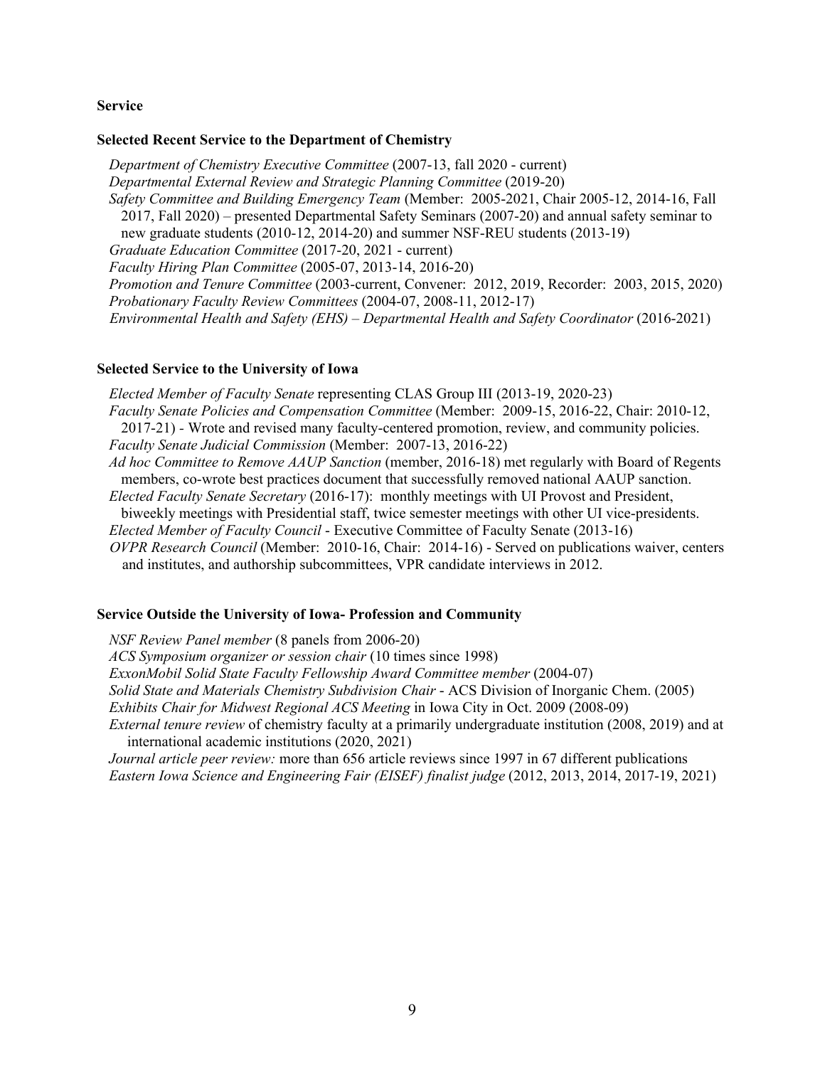## Service

### Selected Recent Service to the Department of Chemistry

*Department of Chemistry Executive Committee* (2007-13, fall 2020 - current)
*Departmental External Review and Strategic Planning Committee* (2019-20)
*Safety Committee and Building Emergency Team* (Member: 2005-2021, Chair 2005-12, 2014-16, Fall 2017, Fall 2020) – presented Departmental Safety Seminars (2007-20) and annual safety seminar to new graduate students (2010-12, 2014-20) and summer NSF-REU students (2013-19)
*Graduate Education Committee* (2017-20, 2021 - current)
*Faculty Hiring Plan Committee* (2005-07, 2013-14, 2016-20)
*Promotion and Tenure Committee* (2003-current, Convener: 2012, 2019, Recorder: 2003, 2015, 2020)
*Probationary Faculty Review Committees* (2004-07, 2008-11, 2012-17)
*Environmental Health and Safety (EHS) – Departmental Health and Safety Coordinator* (2016-2021)

### Selected Service to the University of Iowa

*Elected Member of Faculty Senate* representing CLAS Group III (2013-19, 2020-23)
*Faculty Senate Policies and Compensation Committee* (Member: 2009-15, 2016-22, Chair: 2010-12, 2017-21) - Wrote and revised many faculty-centered promotion, review, and community policies.
*Faculty Senate Judicial Commission* (Member: 2007-13, 2016-22)
*Ad hoc Committee to Remove AAUP Sanction* (member, 2016-18) met regularly with Board of Regents members, co-wrote best practices document that successfully removed national AAUP sanction.
*Elected Faculty Senate Secretary* (2016-17): monthly meetings with UI Provost and President, biweekly meetings with Presidential staff, twice semester meetings with other UI vice-presidents.
*Elected Member of Faculty Council* - Executive Committee of Faculty Senate (2013-16)
*OVPR Research Council* (Member: 2010-16, Chair: 2014-16) - Served on publications waiver, centers and institutes, and authorship subcommittees, VPR candidate interviews in 2012.

### Service Outside the University of Iowa- Profession and Community

*NSF Review Panel member* (8 panels from 2006-20)
*ACS Symposium organizer or session chair* (10 times since 1998)
*ExxonMobil Solid State Faculty Fellowship Award Committee member* (2004-07)
*Solid State and Materials Chemistry Subdivision Chair* - ACS Division of Inorganic Chem. (2005)
*Exhibits Chair for Midwest Regional ACS Meeting* in Iowa City in Oct. 2009 (2008-09)
*External tenure review* of chemistry faculty at a primarily undergraduate institution (2008, 2019) and at international academic institutions (2020, 2021)
*Journal article peer review:* more than 656 article reviews since 1997 in 67 different publications
*Eastern Iowa Science and Engineering Fair (EISEF) finalist judge* (2012, 2013, 2014, 2017-19, 2021)